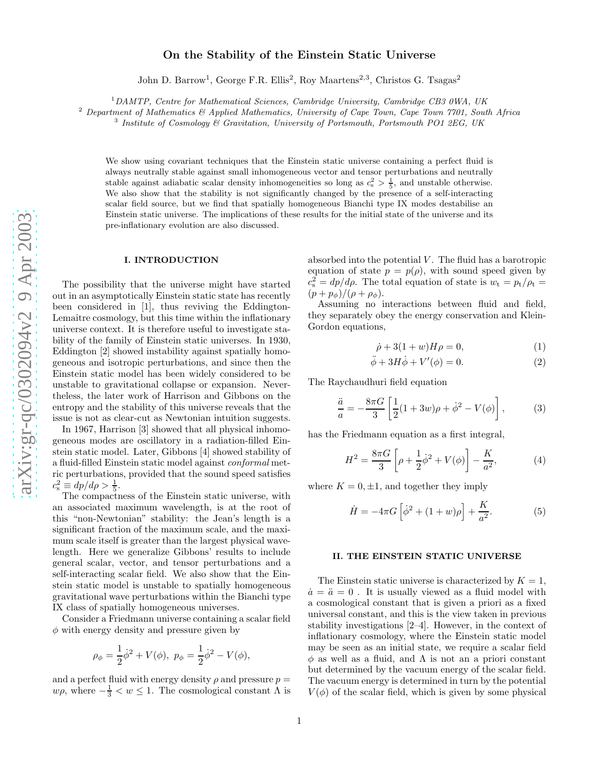# On the Stability of the Einstein Static Universe

John D. Barrow[1], George F.R. Ellis[2], Roy Maartens[2,3], Christos G. Tsagas[2]

[1] *DAMTP, Centre for Mathematical Sciences, Cambridge University, Cambridge CB3 0WA, UK*
[2] *Department of Mathematics & Applied Mathematics, University of Cape Town, Cape Town 7701, South Africa*
[3] *Institute of Cosmology & Gravitation, University of Portsmouth, Portsmouth PO1 2EG, UK*

We show using covariant techniques that the Einstein static universe containing a perfect fluid is always neutrally stable against small inhomogeneous vector and tensor perturbations and neutrally stable against adiabatic scalar density inhomogeneities so long as $c_s^2 > \frac{1}{5}$, and unstable otherwise. We also show that the stability is not significantly changed by the presence of a self-interacting scalar field source, but we find that spatially homogeneous Bianchi type IX modes destabilise an Einstein static universe. The implications of these results for the initial state of the universe and its pre-inflationary evolution are also discussed.

## I. INTRODUCTION

The possibility that the universe might have started out in an asymptotically Einstein static state has recently been considered in [1], thus reviving the Eddington-Lemaître cosmology, but this time within the inflationary universe context. It is therefore useful to investigate stability of the family of Einstein static universes. In 1930, Eddington [2] showed instability against spatially homogeneous and isotropic perturbations, and since then the Einstein static model has been widely considered to be unstable to gravitational collapse or expansion. Nevertheless, the later work of Harrison and Gibbons on the entropy and the stability of this universe reveals that the issue is not as clear-cut as Newtonian intuition suggests.

In 1967, Harrison [3] showed that all physical inhomogeneous modes are oscillatory in a radiation-filled Einstein static model. Later, Gibbons [4] showed stability of a fluid-filled Einstein static model against *conformal* metric perturbations, provided that the sound speed satisfies $c_s^2 \equiv dp/d\rho > \frac{1}{5}$.

The compactness of the Einstein static universe, with an associated maximum wavelength, is at the root of this "non-Newtonian" stability: the Jean's length is a significant fraction of the maximum scale, and the maximum scale itself is greater than the largest physical wavelength. Here we generalize Gibbons' results to include general scalar, vector, and tensor perturbations and a self-interacting scalar field. We also show that the Einstein static model is unstable to spatially homogeneous gravitational wave perturbations within the Bianchi type IX class of spatially homogeneous universes.

Consider a Friedmann universe containing a scalar field $\phi$ with energy density and pressure given by

$$\rho_\phi = \frac{1}{2}\dot{\phi}^2 + V(\phi),\ \ p_\phi = \frac{1}{2}\dot{\phi}^2 - V(\phi),$$

and a perfect fluid with energy density $\rho$ and pressure $p = w\rho$, where $-\frac{1}{3} < w \leq 1$. The cosmological constant $\Lambda$ is absorbed into the potential $V$. The fluid has a barotropic equation of state $p = p(\rho)$, with sound speed given by $c_s^2 = dp/d\rho$. The total equation of state is $w_t = p_t/\rho_t = (p + p_\phi)/(\rho + \rho_\phi)$.

Assuming no interactions between fluid and field, they separately obey the energy conservation and Klein-Gordon equations,

$$\dot{\rho} + 3(1+w)H\rho = 0, \tag{1}$$

$$\ddot{\phi} + 3H\dot{\phi} + V'(\phi) = 0. \tag{2}$$

The Raychaudhuri field equation

$$\frac{\ddot{a}}{a} = -\frac{8\pi G}{3}\left[\frac{1}{2}(1+3w)\rho + \dot{\phi}^2 - V(\phi)\right], \tag{3}$$

has the Friedmann equation as a first integral,

$$H^2 = \frac{8\pi G}{3}\left[\rho + \frac{1}{2}\dot{\phi}^2 + V(\phi)\right] - \frac{K}{a^2}, \tag{4}$$

where $K = 0, \pm 1$, and together they imply

$$\dot{H} = -4\pi G\left[\dot{\phi}^2 + (1+w)\rho\right] + \frac{K}{a^2}. \tag{5}$$

## II. THE EINSTEIN STATIC UNIVERSE

The Einstein static universe is characterized by $K = 1$, $\dot{a} = \ddot{a} = 0$ . It is usually viewed as a fluid model with a cosmological constant that is given a priori as a fixed universal constant, and this is the view taken in previous stability investigations [2–4]. However, in the context of inflationary cosmology, where the Einstein static model may be seen as an initial state, we require a scalar field $\phi$ as well as a fluid, and $\Lambda$ is not an a priori constant but determined by the vacuum energy of the scalar field. The vacuum energy is determined in turn by the potential $V(\phi)$ of the scalar field, which is given by some physical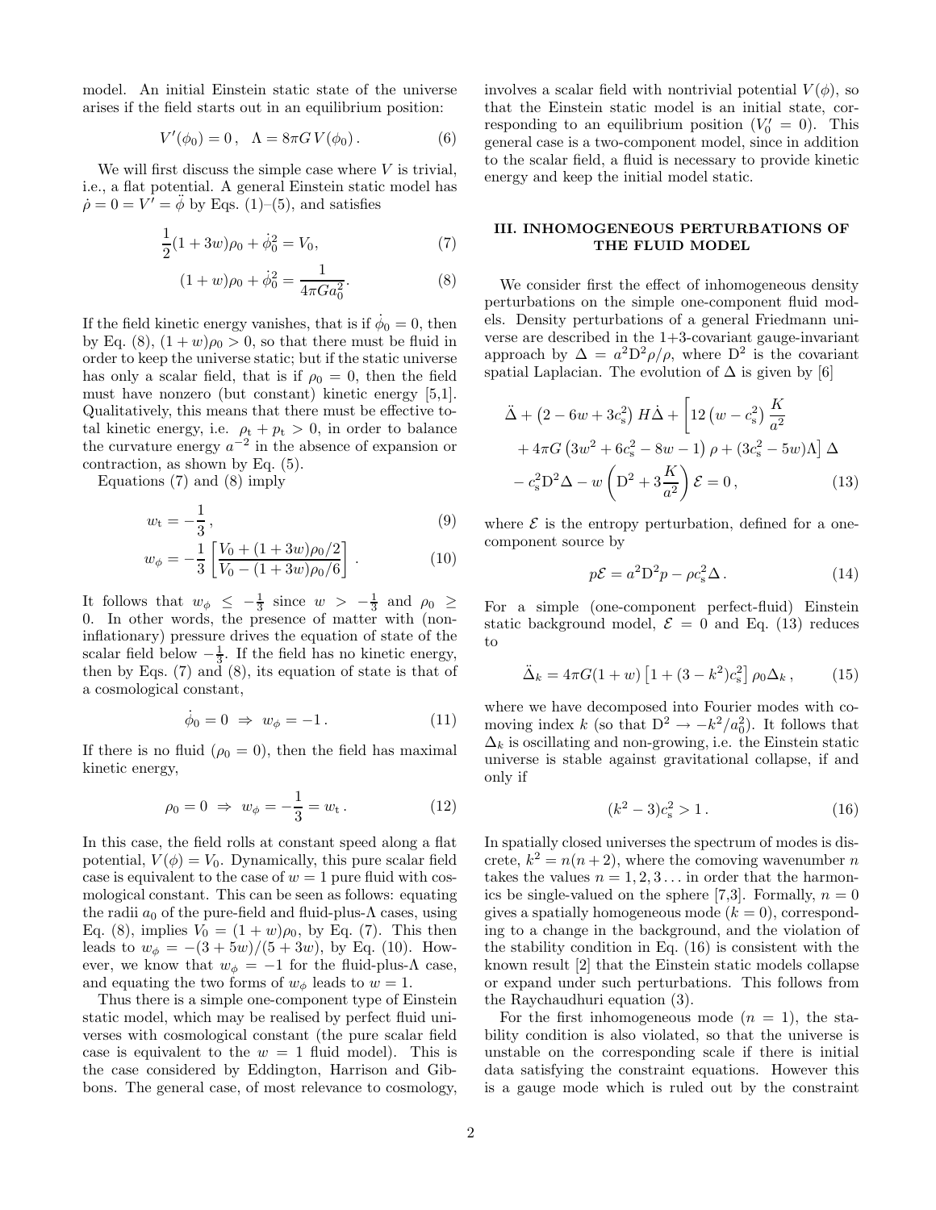model. An initial Einstein static state of the universe arises if the field starts out in an equilibrium position:

$$V'(\phi_0) = 0\,, \quad \Lambda = 8\pi G\, V(\phi_0)\,. \tag{6}$$

We will first discuss the simple case where $V$ is trivial, i.e., a flat potential. A general Einstein static model has $\dot\rho = 0 = V' = \ddot\phi$ by Eqs. (1)–(5), and satisfies

$$\frac{1}{2}(1+3w)\rho_0 + \dot\phi_0^2 = V_0, \tag{7}$$

$$(1+w)\rho_0 + \dot\phi_0^2 = \frac{1}{4\pi G a_0^2}. \tag{8}$$

If the field kinetic energy vanishes, that is if $\dot\phi_0 = 0$, then by Eq. (8), $(1+w)\rho_0 > 0$, so that there must be fluid in order to keep the universe static; but if the static universe has only a scalar field, that is if $\rho_0 = 0$, then the field must have nonzero (but constant) kinetic energy [5,1]. Qualitatively, this means that there must be effective total kinetic energy, i.e. $\rho_{\rm t} + p_{\rm t} > 0$, in order to balance the curvature energy $a^{-2}$ in the absence of expansion or contraction, as shown by Eq. (5).

Equations (7) and (8) imply

$$w_{\rm t} = -\frac{1}{3}\,, \tag{9}$$

$$w_\phi = -\frac{1}{3}\left[\frac{V_0 + (1+3w)\rho_0/2}{V_0 - (1+3w)\rho_0/6}\right]. \tag{10}$$

It follows that $w_\phi \le -\frac{1}{3}$ since $w > -\frac{1}{3}$ and $\rho_0 \ge 0$. In other words, the presence of matter with (non-inflationary) pressure drives the equation of state of the scalar field below $-\frac{1}{3}$. If the field has no kinetic energy, then by Eqs. (7) and (8), its equation of state is that of a cosmological constant,

$$\dot\phi_0 = 0 \;\Rightarrow\; w_\phi = -1\,. \tag{11}$$

If there is no fluid ($\rho_0 = 0$), then the field has maximal kinetic energy,

$$\rho_0 = 0 \;\Rightarrow\; w_\phi = -\frac{1}{3} = w_{\rm t}\,. \tag{12}$$

In this case, the field rolls at constant speed along a flat potential, $V(\phi) = V_0$. Dynamically, this pure scalar field case is equivalent to the case of $w = 1$ pure fluid with cosmological constant. This can be seen as follows: equating the radii $a_0$ of the pure-field and fluid-plus-$\Lambda$ cases, using Eq. (8), implies $V_0 = (1+w)\rho_0$, by Eq. (7). This then leads to $w_\phi = -(3+5w)/(5+3w)$, by Eq. (10). However, we know that $w_\phi = -1$ for the fluid-plus-$\Lambda$ case, and equating the two forms of $w_\phi$ leads to $w = 1$.

Thus there is a simple one-component type of Einstein static model, which may be realised by perfect fluid universes with cosmological constant (the pure scalar field case is equivalent to the $w = 1$ fluid model). This is the case considered by Eddington, Harrison and Gibbons. The general case, of most relevance to cosmology, involves a scalar field with nontrivial potential $V(\phi)$, so that the Einstein static model is an initial state, corresponding to an equilibrium position ($V_0' = 0$). This general case is a two-component model, since in addition to the scalar field, a fluid is necessary to provide kinetic energy and keep the initial model static.

## III. INHOMOGENEOUS PERTURBATIONS OF THE FLUID MODEL

We consider first the effect of inhomogeneous density perturbations on the simple one-component fluid models. Density perturbations of a general Friedmann universe are described in the 1+3-covariant gauge-invariant approach by $\Delta = a^2 {\rm D}^2\rho/\rho$, where ${\rm D}^2$ is the covariant spatial Laplacian. The evolution of $\Delta$ is given by [6]

$$\begin{aligned}
&\ddot\Delta + \left(2 - 6w + 3c_{\rm s}^2\right) H\dot\Delta + \Big[12\left(w - c_{\rm s}^2\right)\frac{K}{a^2} \\
&\quad + 4\pi G\left(3w^2 + 6c_{\rm s}^2 - 8w - 1\right)\rho + (3c_{\rm s}^2 - 5w)\Lambda\Big]\Delta \\
&\quad - c_{\rm s}^2 {\rm D}^2\Delta - w\left({\rm D}^2 + 3\frac{K}{a^2}\right)\mathcal{E} = 0\,,
\end{aligned} \tag{13}$$

where $\mathcal{E}$ is the entropy perturbation, defined for a one-component source by

$$p\mathcal{E} = a^2{\rm D}^2 p - \rho c_{\rm s}^2\Delta\,. \tag{14}$$

For a simple (one-component perfect-fluid) Einstein static background model, $\mathcal{E} = 0$ and Eq. (13) reduces to

$$\ddot\Delta_k = 4\pi G(1+w)\left[1 + (3-k^2)c_{\rm s}^2\right]\rho_0\Delta_k\,, \tag{15}$$

where we have decomposed into Fourier modes with comoving index $k$ (so that ${\rm D}^2 \to -k^2/a_0^2$). It follows that $\Delta_k$ is oscillating and non-growing, i.e. the Einstein static universe is stable against gravitational collapse, if and only if

$$(k^2 - 3)c_{\rm s}^2 > 1\,. \tag{16}$$

In spatially closed universes the spectrum of modes is discrete, $k^2 = n(n+2)$, where the comoving wavenumber $n$ takes the values $n = 1, 2, 3\ldots$ in order that the harmonics be single-valued on the sphere [7,3]. Formally, $n = 0$ gives a spatially homogeneous mode ($k = 0$), corresponding to a change in the background, and the violation of the stability condition in Eq. (16) is consistent with the known result [2] that the Einstein static models collapse or expand under such perturbations. This follows from the Raychaudhuri equation (3).

For the first inhomogeneous mode ($n = 1$), the stability condition is also violated, so that the universe is unstable on the corresponding scale if there is initial data satisfying the constraint equations. However this is a gauge mode which is ruled out by the constraint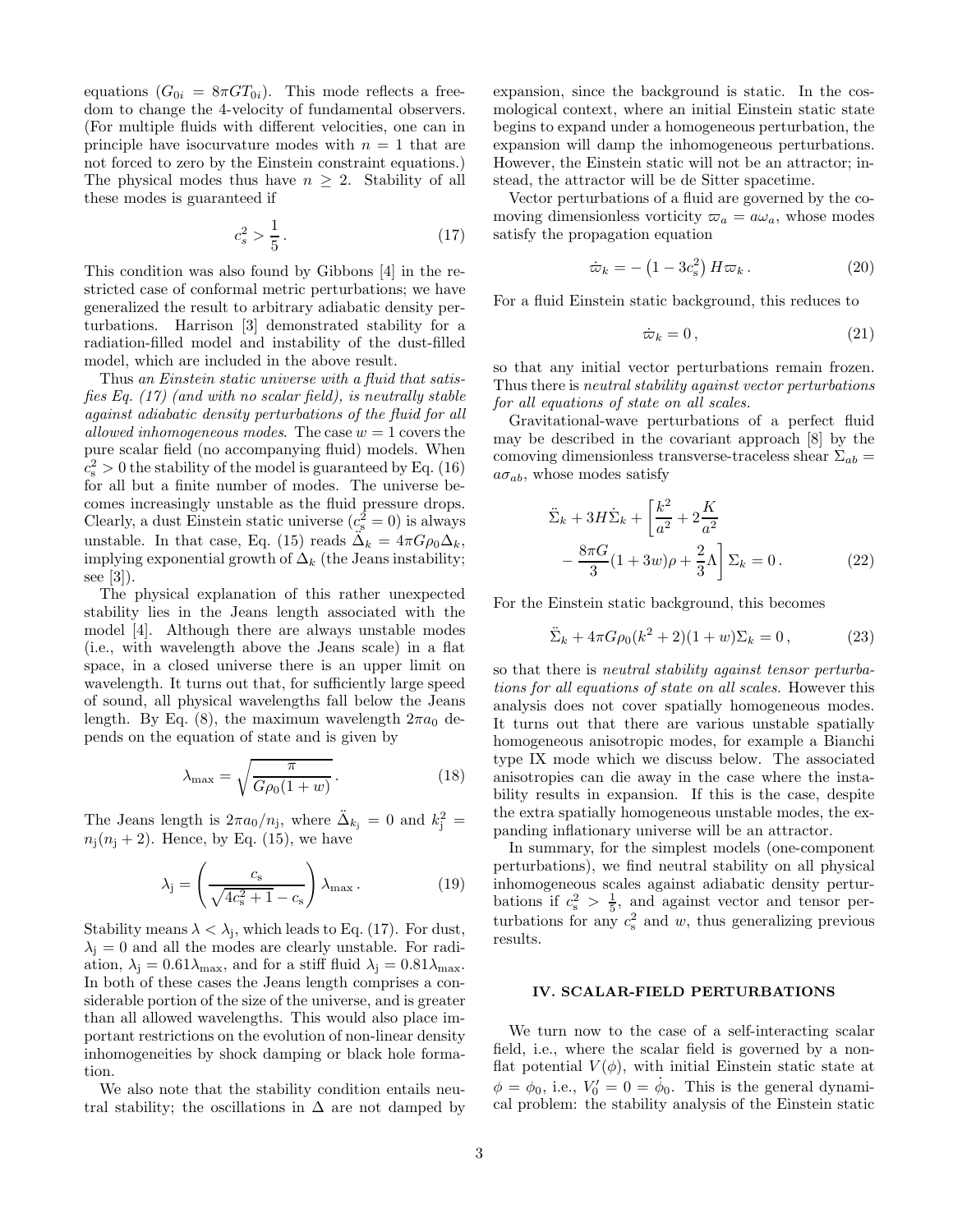equations ($G_{0i} = 8\pi G T_{0i}$). This mode reflects a freedom to change the 4-velocity of fundamental observers. (For multiple fluids with different velocities, one can in principle have isocurvature modes with $n = 1$ that are not forced to zero by the Einstein constraint equations.) The physical modes thus have $n \geq 2$. Stability of all these modes is guaranteed if

$$c_s^2 > \frac{1}{5} \,. \tag{17}$$

This condition was also found by Gibbons [4] in the restricted case of conformal metric perturbations; we have generalized the result to arbitrary adiabatic density perturbations. Harrison [3] demonstrated stability for a radiation-filled model and instability of the dust-filled model, which are included in the above result.

Thus *an Einstein static universe with a fluid that satisfies Eq. (17) (and with no scalar field), is neutrally stable against adiabatic density perturbations of the fluid for all allowed inhomogeneous modes*. The case $w = 1$ covers the pure scalar field (no accompanying fluid) models. When $c_\mathrm{s}^2 > 0$ the stability of the model is guaranteed by Eq. (16) for all but a finite number of modes. The universe becomes increasingly unstable as the fluid pressure drops. Clearly, a dust Einstein static universe ($c_\mathrm{s}^2 = 0$) is always unstable. In that case, Eq. (15) reads $\ddot{\Delta}_k = 4\pi G\rho_0 \Delta_k$, implying exponential growth of $\Delta_k$ (the Jeans instability; see [3]).

The physical explanation of this rather unexpected stability lies in the Jeans length associated with the model [4]. Although there are always unstable modes (i.e., with wavelength above the Jeans scale) in a flat space, in a closed universe there is an upper limit on wavelength. It turns out that, for sufficiently large speed of sound, all physical wavelengths fall below the Jeans length. By Eq. (8), the maximum wavelength $2\pi a_0$ depends on the equation of state and is given by

$$\lambda_{\max} = \sqrt{\frac{\pi}{G\rho_0(1+w)}} \,. \tag{18}$$

The Jeans length is $2\pi a_0/n_\mathrm{j}$, where $\ddot{\Delta}_{k_\mathrm{j}} = 0$ and $k_\mathrm{j}^2 = n_\mathrm{j}(n_\mathrm{j}+2)$. Hence, by Eq. (15), we have

$$\lambda_\mathrm{j} = \left( \frac{c_\mathrm{s}}{\sqrt{4c_\mathrm{s}^2 + 1} - c_\mathrm{s}} \right) \lambda_{\max} \,. \tag{19}$$

Stability means $\lambda < \lambda_\mathrm{j}$, which leads to Eq. (17). For dust, $\lambda_\mathrm{j} = 0$ and all the modes are clearly unstable. For radiation, $\lambda_\mathrm{j} = 0.61\lambda_{\max}$, and for a stiff fluid $\lambda_\mathrm{j} = 0.81\lambda_{\max}$. In both of these cases the Jeans length comprises a considerable portion of the size of the universe, and is greater than all allowed wavelengths. This would also place important restrictions on the evolution of non-linear density inhomogeneities by shock damping or black hole formation.

We also note that the stability condition entails neutral stability; the oscillations in $\Delta$ are not damped by expansion, since the background is static. In the cosmological context, where an initial Einstein static state begins to expand under a homogeneous perturbation, the expansion will damp the inhomogeneous perturbations. However, the Einstein static will not be an attractor; instead, the attractor will be de Sitter spacetime.

Vector perturbations of a fluid are governed by the comoving dimensionless vorticity $\varpi_a = a\omega_a$, whose modes satisfy the propagation equation

$$\dot{\varpi}_k = -\left(1 - 3c_\mathrm{s}^2\right) H \varpi_k \,. \tag{20}$$

For a fluid Einstein static background, this reduces to

$$\dot{\varpi}_k = 0 \,, \tag{21}$$

so that any initial vector perturbations remain frozen. Thus there is *neutral stability against vector perturbations for all equations of state on all scales.*

Gravitational-wave perturbations of a perfect fluid may be described in the covariant approach [8] by the comoving dimensionless transverse-traceless shear $\Sigma_{ab} = a\sigma_{ab}$, whose modes satisfy

$$\ddot{\Sigma}_k + 3H\dot{\Sigma}_k + \left[ \frac{k^2}{a^2} + 2\frac{K}{a^2} - \frac{8\pi G}{3}(1+3w)\rho + \frac{2}{3}\Lambda \right] \Sigma_k = 0 \,. \tag{22}$$

For the Einstein static background, this becomes

$$\ddot{\Sigma}_k + 4\pi G\rho_0(k^2+2)(1+w)\Sigma_k = 0 \,, \tag{23}$$

so that there is *neutral stability against tensor perturbations for all equations of state on all scales.* However this analysis does not cover spatially homogeneous modes. It turns out that there are various unstable spatially homogeneous anisotropic modes, for example a Bianchi type IX mode which we discuss below. The associated anisotropies can die away in the case where the instability results in expansion. If this is the case, despite the extra spatially homogeneous unstable modes, the expanding inflationary universe will be an attractor.

In summary, for the simplest models (one-component perturbations), we find neutral stability on all physical inhomogeneous scales against adiabatic density perturbations if $c_\mathrm{s}^2 > \frac{1}{5}$, and against vector and tensor perturbations for any $c_\mathrm{s}^2$ and $w$, thus generalizing previous results.

## IV. SCALAR-FIELD PERTURBATIONS

We turn now to the case of a self-interacting scalar field, i.e., where the scalar field is governed by a non-flat potential $V(\phi)$, with initial Einstein static state at $\phi = \phi_0$, i.e., $V_0' = 0 = \dot{\phi}_0$. This is the general dynamical problem: the stability analysis of the Einstein static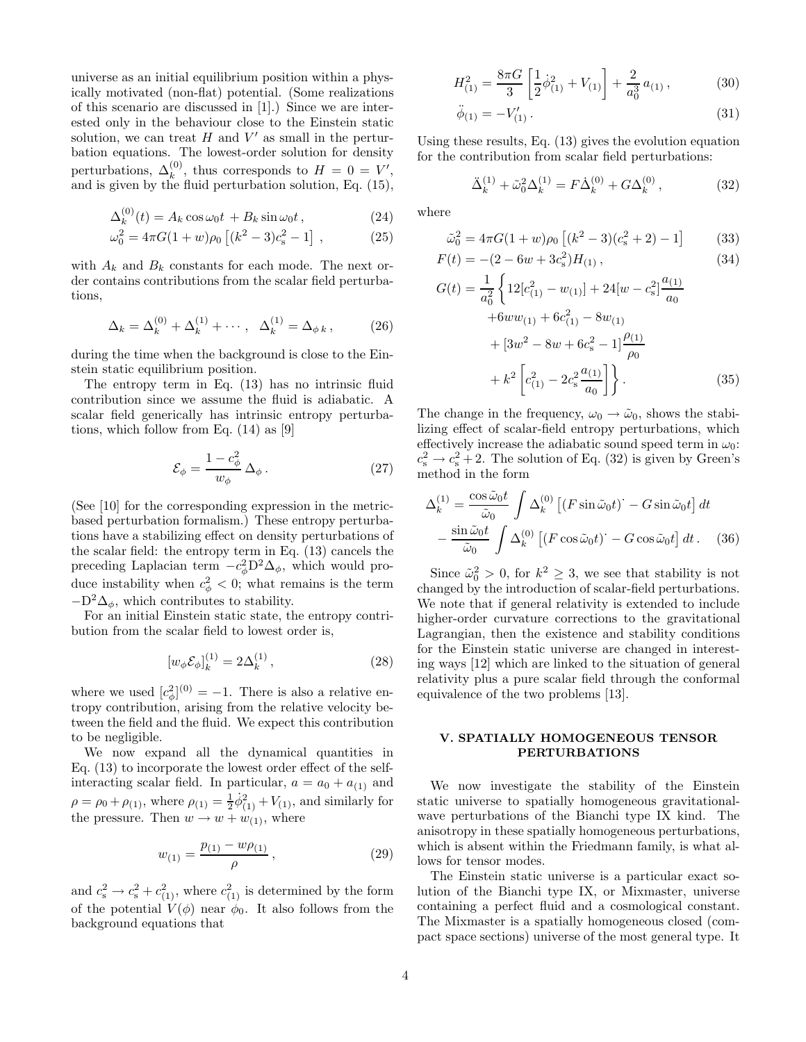universe as an initial equilibrium position within a physically motivated (non-flat) potential. (Some realizations of this scenario are discussed in [1].) Since we are interested only in the behaviour close to the Einstein static solution, we can treat $H$ and $V'$ as small in the perturbation equations. The lowest-order solution for density perturbations, $\Delta_k^{(0)}$, thus corresponds to $H = 0 = V'$, and is given by the fluid perturbation solution, Eq. (15),

$$\Delta_k^{(0)}(t) = A_k \cos\omega_0 t \, + B_k \sin\omega_0 t \,, \tag{24}$$

$$\omega_0^2 = 4\pi G(1+w)\rho_0 \left[(k^2-3)c_{\rm s}^2 - 1\right] \,, \tag{25}$$

with $A_k$ and $B_k$ constants for each mode. The next order contains contributions from the scalar field perturbations,

$$\Delta_k = \Delta_k^{(0)} + \Delta_k^{(1)} + \cdots \,, \quad \Delta_k^{(1)} = \Delta_{\phi\, k} \,, \tag{26}$$

during the time when the background is close to the Einstein static equilibrium position.

The entropy term in Eq. (13) has no intrinsic fluid contribution since we assume the fluid is adiabatic. A scalar field generically has intrinsic entropy perturbations, which follow from Eq. (14) as [9]

$$\mathcal{E}_\phi = \frac{1-c_\phi^2}{w_\phi}\,\Delta_\phi \,. \tag{27}$$

(See [10] for the corresponding expression in the metric-based perturbation formalism.) These entropy perturbations have a stabilizing effect on density perturbations of the scalar field: the entropy term in Eq. (13) cancels the preceding Laplacian term $-c_\phi^2 \mathrm{D}^2\Delta_\phi$, which would produce instability when $c_\phi^2 < 0$; what remains is the term $-\mathrm{D}^2\Delta_\phi$, which contributes to stability.

For an initial Einstein static state, the entropy contribution from the scalar field to lowest order is,

$$[w_\phi \mathcal{E}_\phi]_k^{(1)} = 2\Delta_k^{(1)} \,, \tag{28}$$

where we used $[c_\phi^2]^{(0)} = -1$. There is also a relative entropy contribution, arising from the relative velocity between the field and the fluid. We expect this contribution to be negligible.

We now expand all the dynamical quantities in Eq. (13) to incorporate the lowest order effect of the self-interacting scalar field. In particular, $a = a_0 + a_{(1)}$ and $\rho = \rho_0 + \rho_{(1)}$, where $\rho_{(1)} = \frac{1}{2}\dot\phi_{(1)}^2 + V_{(1)}$, and similarly for the pressure. Then $w \to w + w_{(1)}$, where

$$w_{(1)} = \frac{p_{(1)} - w\rho_{(1)}}{\rho} \,, \tag{29}$$

and $c_{\rm s}^2 \to c_{\rm s}^2 + c_{(1)}^2$, where $c_{(1)}^2$ is determined by the form of the potential $V(\phi)$ near $\phi_0$. It also follows from the background equations that

$$H_{(1)}^2 = \frac{8\pi G}{3}\left[\frac{1}{2}\dot\phi_{(1)}^2 + V_{(1)}\right] + \frac{2}{a_0^3}\,a_{(1)} \,, \tag{30}$$

$$\ddot\phi_{(1)} = -V_{(1)}' \,. \tag{31}$$

Using these results, Eq. (13) gives the evolution equation for the contribution from scalar field perturbations:

$$\ddot\Delta_k^{(1)} + \tilde\omega_0^2 \Delta_k^{(1)} = F\dot\Delta_k^{(0)} + G\Delta_k^{(0)} \,, \tag{32}$$

where

$$\tilde\omega_0^2 = 4\pi G(1+w)\rho_0\left[(k^2-3)(c_{\rm s}^2+2) - 1\right] \tag{33}$$

$$F(t) = -(2 - 6w + 3c_{\rm s}^2)H_{(1)} \,, \tag{34}$$

$$\begin{aligned} G(t) = \frac{1}{a_0^2}\Bigg\{ & 12[c_{(1)}^2 - w_{(1)}] + 24[w - c_{\rm s}^2]\frac{a_{(1)}}{a_0} \\ & + 6ww_{(1)} + 6c_{(1)}^2 - 8w_{(1)} \\ & + [3w^2 - 8w + 6c_{\rm s}^2 - 1]\frac{\rho_{(1)}}{\rho_0} \\ & + k^2\left[c_{(1)}^2 - 2c_{\rm s}^2\frac{a_{(1)}}{a_0}\right]\Bigg\} \,. \end{aligned} \tag{35}$$

The change in the frequency, $\omega_0 \to \tilde\omega_0$, shows the stabilizing effect of scalar-field entropy perturbations, which effectively increase the adiabatic sound speed term in $\omega_0$: $c_{\rm s}^2 \to c_{\rm s}^2 + 2$. The solution of Eq. (32) is given by Green's method in the form

$$\begin{aligned} \Delta_k^{(1)} = & \frac{\cos\tilde\omega_0 t}{\tilde\omega_0}\int \Delta_k^{(0)}\left[(F\sin\tilde\omega_0 t)^{\cdot} - G\sin\tilde\omega_0 t\right] dt \\ & - \frac{\sin\tilde\omega_0 t}{\tilde\omega_0}\int \Delta_k^{(0)}\left[(F\cos\tilde\omega_0 t)^{\cdot} - G\cos\tilde\omega_0 t\right] dt \,. \end{aligned} \tag{36}$$

Since $\tilde\omega_0^2 > 0$, for $k^2 \geq 3$, we see that stability is not changed by the introduction of scalar-field perturbations. We note that if general relativity is extended to include higher-order curvature corrections to the gravitational Lagrangian, then the existence and stability conditions for the Einstein static universe are changed in interesting ways [12] which are linked to the situation of general relativity plus a pure scalar field through the conformal equivalence of the two problems [13].

## V. SPATIALLY HOMOGENEOUS TENSOR PERTURBATIONS

We now investigate the stability of the Einstein static universe to spatially homogeneous gravitational-wave perturbations of the Bianchi type IX kind. The anisotropy in these spatially homogeneous perturbations, which is absent within the Friedmann family, is what allows for tensor modes.

The Einstein static universe is a particular exact solution of the Bianchi type IX, or Mixmaster, universe containing a perfect fluid and a cosmological constant. The Mixmaster is a spatially homogeneous closed (compact space sections) universe of the most general type. It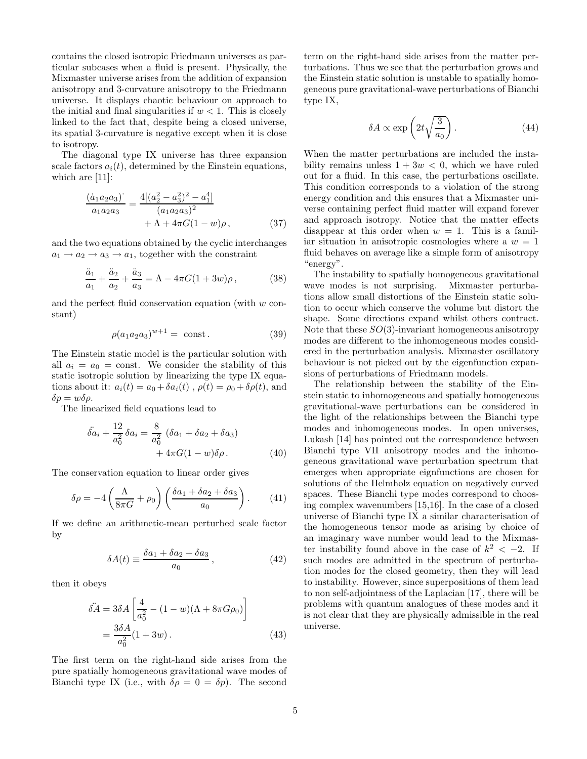contains the closed isotropic Friedmann universes as particular subcases when a fluid is present. Physically, the Mixmaster universe arises from the addition of expansion anisotropy and 3-curvature anisotropy to the Friedmann universe. It displays chaotic behaviour on approach to the initial and final singularities if $w < 1$. This is closely linked to the fact that, despite being a closed universe, its spatial 3-curvature is negative except when it is close to isotropy.

The diagonal type IX universe has three expansion scale factors $a_i(t)$, determined by the Einstein equations, which are [11]:

$$\frac{(\dot{a}_1 a_2 a_3)^{\cdot}}{a_1 a_2 a_3} = \frac{4[(a_2^2 - a_3^2)^2 - a_1^4]}{(a_1 a_2 a_3)^2} + \Lambda + 4\pi G(1-w)\rho\,, \tag{37}$$

and the two equations obtained by the cyclic interchanges $a_1 \to a_2 \to a_3 \to a_1$, together with the constraint

$$\frac{\ddot{a}_1}{a_1} + \frac{\ddot{a}_2}{a_2} + \frac{\ddot{a}_3}{a_3} = \Lambda - 4\pi G(1+3w)\rho\,, \tag{38}$$

and the perfect fluid conservation equation (with $w$ constant)

$$\rho(a_1 a_2 a_3)^{w+1} = \text{ const}\,. \tag{39}$$

The Einstein static model is the particular solution with all $a_i = a_0 =$ const. We consider the stability of this static isotropic solution by linearizing the type IX equations about it: $a_i(t) = a_0 + \delta a_i(t)$ , $\rho(t) = \rho_0 + \delta\rho(t)$, and $\delta p = w\delta\rho$.

The linearized field equations lead to

$$\ddot{\delta a}_i + \frac{12}{a_0^2}\,\delta a_i = \frac{8}{a_0^2}\,\left(\delta a_1 + \delta a_2 + \delta a_3\right) + 4\pi G(1-w)\delta\rho\,. \tag{40}$$

The conservation equation to linear order gives

$$\delta\rho = -4\left(\frac{\Lambda}{8\pi G} + \rho_0\right)\left(\frac{\delta a_1 + \delta a_2 + \delta a_3}{a_0}\right). \tag{41}$$

If we define an arithmetic-mean perturbed scale factor by

$$\delta A(t) \equiv \frac{\delta a_1 + \delta a_2 + \delta a_3}{a_0}\,, \tag{42}$$

then it obeys

$$\begin{aligned}\ddot{\delta A} &= 3\delta A\left[\frac{4}{a_0^2} - (1-w)(\Lambda + 8\pi G\rho_0)\right] \\ &= \frac{3\delta A}{a_0^2}(1+3w)\,.\end{aligned} \tag{43}$$

The first term on the right-hand side arises from the pure spatially homogeneous gravitational wave modes of Bianchi type IX (i.e., with $\delta\rho = 0 = \delta p$). The second term on the right-hand side arises from the matter perturbations. Thus we see that the perturbation grows and the Einstein static solution is unstable to spatially homogeneous pure gravitational-wave perturbations of Bianchi type IX,

$$\delta A \propto \exp\left(2t\sqrt{\frac{3}{a_0}}\right). \tag{44}$$

When the matter perturbations are included the instability remains unless $1 + 3w < 0$, which we have ruled out for a fluid. In this case, the perturbations oscillate. This condition corresponds to a violation of the strong energy condition and this ensures that a Mixmaster universe containing perfect fluid matter will expand forever and approach isotropy. Notice that the matter effects disappear at this order when $w = 1$. This is a familiar situation in anisotropic cosmologies where a $w = 1$ fluid behaves on average like a simple form of anisotropy "energy".

The instability to spatially homogeneous gravitational wave modes is not surprising. Mixmaster perturbations allow small distortions of the Einstein static solution to occur which conserve the volume but distort the shape. Some directions expand whilst others contract. Note that these $SO(3)$-invariant homogeneous anisotropy modes are different to the inhomogeneous modes considered in the perturbation analysis. Mixmaster oscillatory behaviour is not picked out by the eigenfunction expansions of perturbations of Friedmann models.

The relationship between the stability of the Einstein static to inhomogeneous and spatially homogeneous gravitational-wave perturbations can be considered in the light of the relationships between the Bianchi type modes and inhomogeneous modes. In open universes, Lukash [14] has pointed out the correspondence between Bianchi type VII anisotropy modes and the inhomogeneous gravitational wave perturbation spectrum that emerges when appropriate eignfunctions are chosen for solutions of the Helmholz equation on negatively curved spaces. These Bianchi type modes correspond to choosing complex wavenumbers [15,16]. In the case of a closed universe of Bianchi type IX a similar characterisation of the homogeneous tensor mode as arising by choice of an imaginary wave number would lead to the Mixmaster instability found above in the case of $k^2 < -2$. If such modes are admitted in the spectrum of perturbation modes for the closed geometry, then they will lead to instability. However, since superpositions of them lead to non self-adjointness of the Laplacian [17], there will be problems with quantum analogues of these modes and it is not clear that they are physically admissible in the real universe.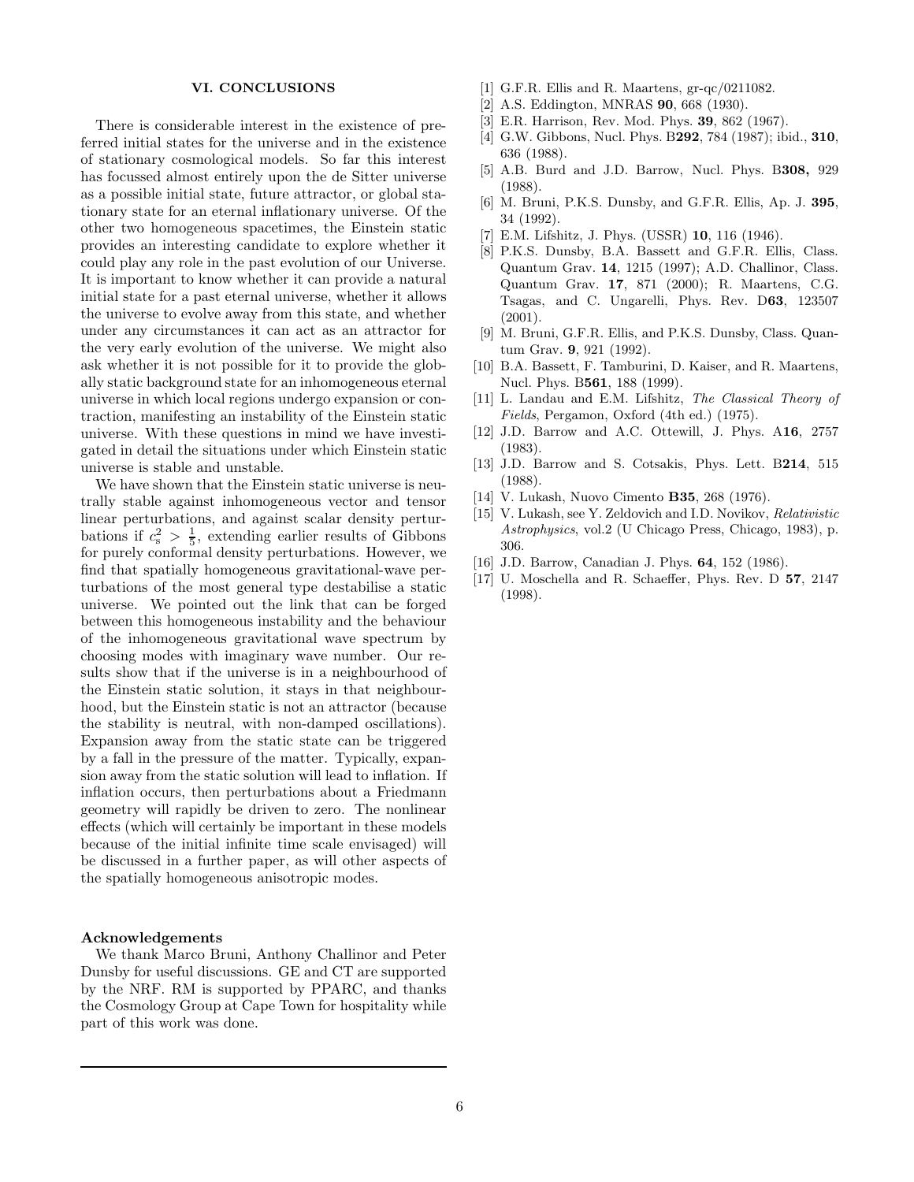## VI. CONCLUSIONS

There is considerable interest in the existence of preferred initial states for the universe and in the existence of stationary cosmological models. So far this interest has focussed almost entirely upon the de Sitter universe as a possible initial state, future attractor, or global stationary state for an eternal inflationary universe. Of the other two homogeneous spacetimes, the Einstein static provides an interesting candidate to explore whether it could play any role in the past evolution of our Universe. It is important to know whether it can provide a natural initial state for a past eternal universe, whether it allows the universe to evolve away from this state, and whether under any circumstances it can act as an attractor for the very early evolution of the universe. We might also ask whether it is not possible for it to provide the globally static background state for an inhomogeneous eternal universe in which local regions undergo expansion or contraction, manifesting an instability of the Einstein static universe. With these questions in mind we have investigated in detail the situations under which Einstein static universe is stable and unstable.

We have shown that the Einstein static universe is neutrally stable against inhomogeneous vector and tensor linear perturbations, and against scalar density perturbations if $c_{\rm s}^2 > \frac{1}{5}$, extending earlier results of Gibbons for purely conformal density perturbations. However, we find that spatially homogeneous gravitational-wave perturbations of the most general type destabilise a static universe. We pointed out the link that can be forged between this homogeneous instability and the behaviour of the inhomogeneous gravitational wave spectrum by choosing modes with imaginary wave number. Our results show that if the universe is in a neighbourhood of the Einstein static solution, it stays in that neighbourhood, but the Einstein static is not an attractor (because the stability is neutral, with non-damped oscillations). Expansion away from the static state can be triggered by a fall in the pressure of the matter. Typically, expansion away from the static solution will lead to inflation. If inflation occurs, then perturbations about a Friedmann geometry will rapidly be driven to zero. The nonlinear effects (which will certainly be important in these models because of the initial infinite time scale envisaged) will be discussed in a further paper, as will other aspects of the spatially homogeneous anisotropic modes.

### Acknowledgements

We thank Marco Bruni, Anthony Challinor and Peter Dunsby for useful discussions. GE and CT are supported by the NRF. RM is supported by PPARC, and thanks the Cosmology Group at Cape Town for hospitality while part of this work was done.

---

[1] G.F.R. Ellis and R. Maartens, gr-qc/0211082.

[2] A.S. Eddington, MNRAS **90**, 668 (1930).

[3] E.R. Harrison, Rev. Mod. Phys. **39**, 862 (1967).

[4] G.W. Gibbons, Nucl. Phys. B**292**, 784 (1987); ibid., **310**, 636 (1988).

[5] A.B. Burd and J.D. Barrow, Nucl. Phys. B**308,** 929 (1988).

[6] M. Bruni, P.K.S. Dunsby, and G.F.R. Ellis, Ap. J. **395**, 34 (1992).

[7] E.M. Lifshitz, J. Phys. (USSR) **10**, 116 (1946).

[8] P.K.S. Dunsby, B.A. Bassett and G.F.R. Ellis, Class. Quantum Grav. **14**, 1215 (1997); A.D. Challinor, Class. Quantum Grav. **17**, 871 (2000); R. Maartens, C.G. Tsagas, and C. Ungarelli, Phys. Rev. D**63**, 123507 (2001).

[9] M. Bruni, G.F.R. Ellis, and P.K.S. Dunsby, Class. Quantum Grav. **9**, 921 (1992).

[10] B.A. Bassett, F. Tamburini, D. Kaiser, and R. Maartens, Nucl. Phys. B**561**, 188 (1999).

[11] L. Landau and E.M. Lifshitz, *The Classical Theory of Fields*, Pergamon, Oxford (4th ed.) (1975).

[12] J.D. Barrow and A.C. Ottewill, J. Phys. A**16**, 2757 (1983).

[13] J.D. Barrow and S. Cotsakis, Phys. Lett. B**214**, 515 (1988).

[14] V. Lukash, Nuovo Cimento **B35**, 268 (1976).

[15] V. Lukash, see Y. Zeldovich and I.D. Novikov, *Relativistic Astrophysics*, vol.2 (U Chicago Press, Chicago, 1983), p. 306.

[16] J.D. Barrow, Canadian J. Phys. **64**, 152 (1986).

[17] U. Moschella and R. Schaeffer, Phys. Rev. D **57**, 2147 (1998).